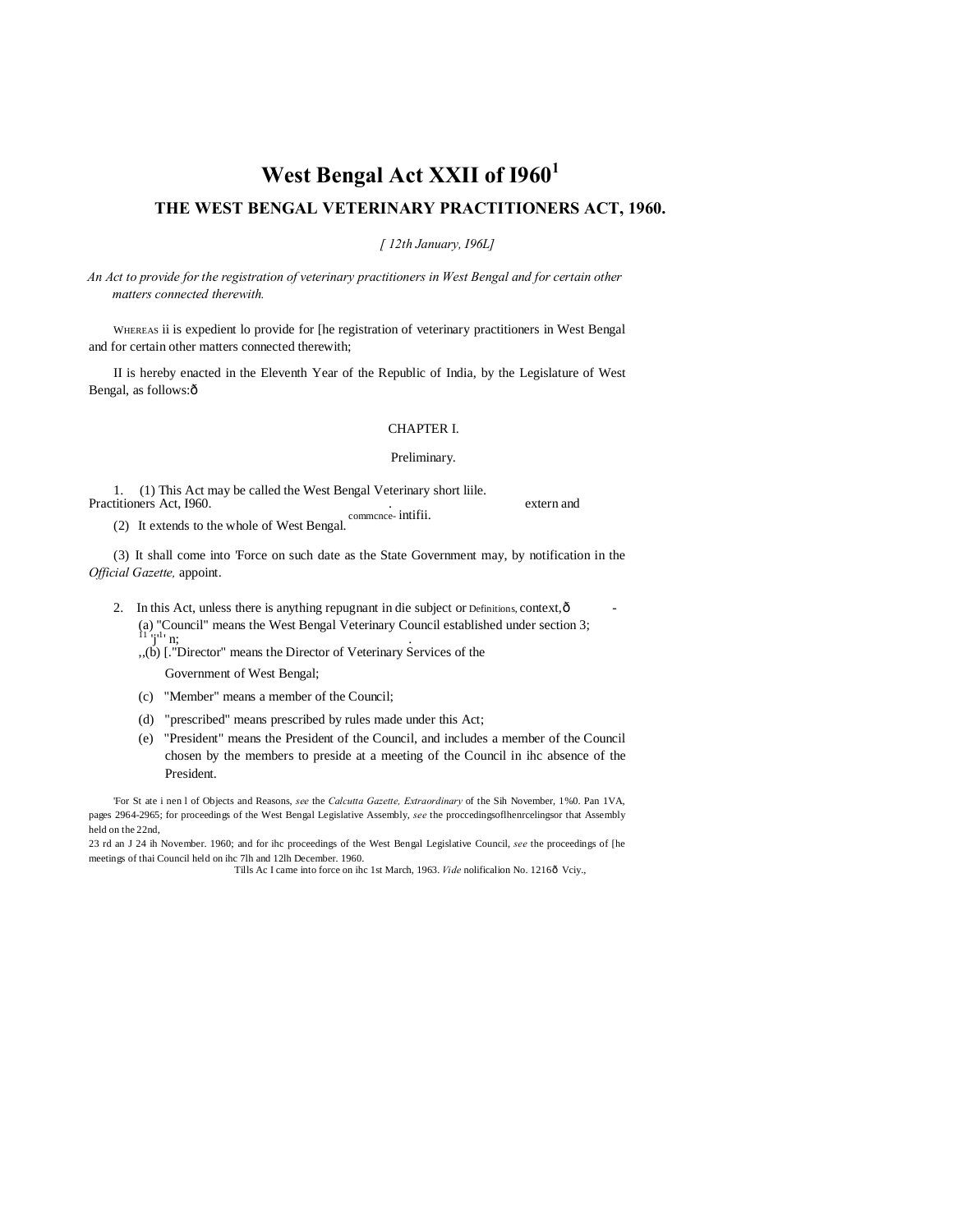# West Bengal Act XXII of I960[1]

## THE WEST BENGAL VETERINARY PRACTITIONERS ACT, 1960.

*[ 12th January, I96L]*

*An Act to provide for the registration of veterinary practitioners in West Bengal and for certain other matters connected therewith.*

WHEREAS ii is expedient lo provide for [he registration of veterinary practitioners in West Bengal and for certain other matters connected therewith;

II is hereby enacted in the Eleventh Year of the Republic of India, by the Legislature of West Bengal, as follows:ð

CHAPTER I.

Preliminary.

Short liile. extern and commcnce- intifii.

1. (1) This Act may be called the West Bengal Veterinary Practitioners Act, I960.

(2) It extends to the whole of West Bengal.

(3) It shall come into 'Force on such date as the State Government may, by notification in the *Official Gazette,* appoint.

Definitions.

2. In this Act, unless there is anything repugnant in die subject or context,ð -

(a) "Council" means the West Bengal Veterinary Council established under section 3;

,,(b) [."Director" means the Director of Veterinary Services of the Government of West Bengal;

(c) "Member" means a member of the Council;

(d) "prescribed" means prescribed by rules made under this Act;

(e) "President" means the President of the Council, and includes a member of the Council chosen by the members to preside at a meeting of the Council in ihc absence of the President.

'For St ate i nen l of Objects and Reasons, *see* the *Calcutta Gazette, Extraordinary* of the Sih November, 1%0. Pan 1VA, pages 2964-2965; for proceedings of the West Bengal Legislative Assembly, *see* the proccedingsoflhenrcelingsor that Assembly held on the 22nd, 23 rd an J 24 ih November. 1960; and for ihc proceedings of the West Bengal Legislative Council, *see* the proceedings of [he meetings of thai Council held on ihc 7lh and 12lh December. 1960.

Tills Ac I came into force on ihc 1st March, 1963. *Vide* nolificalion No. 1216ð Vciy.,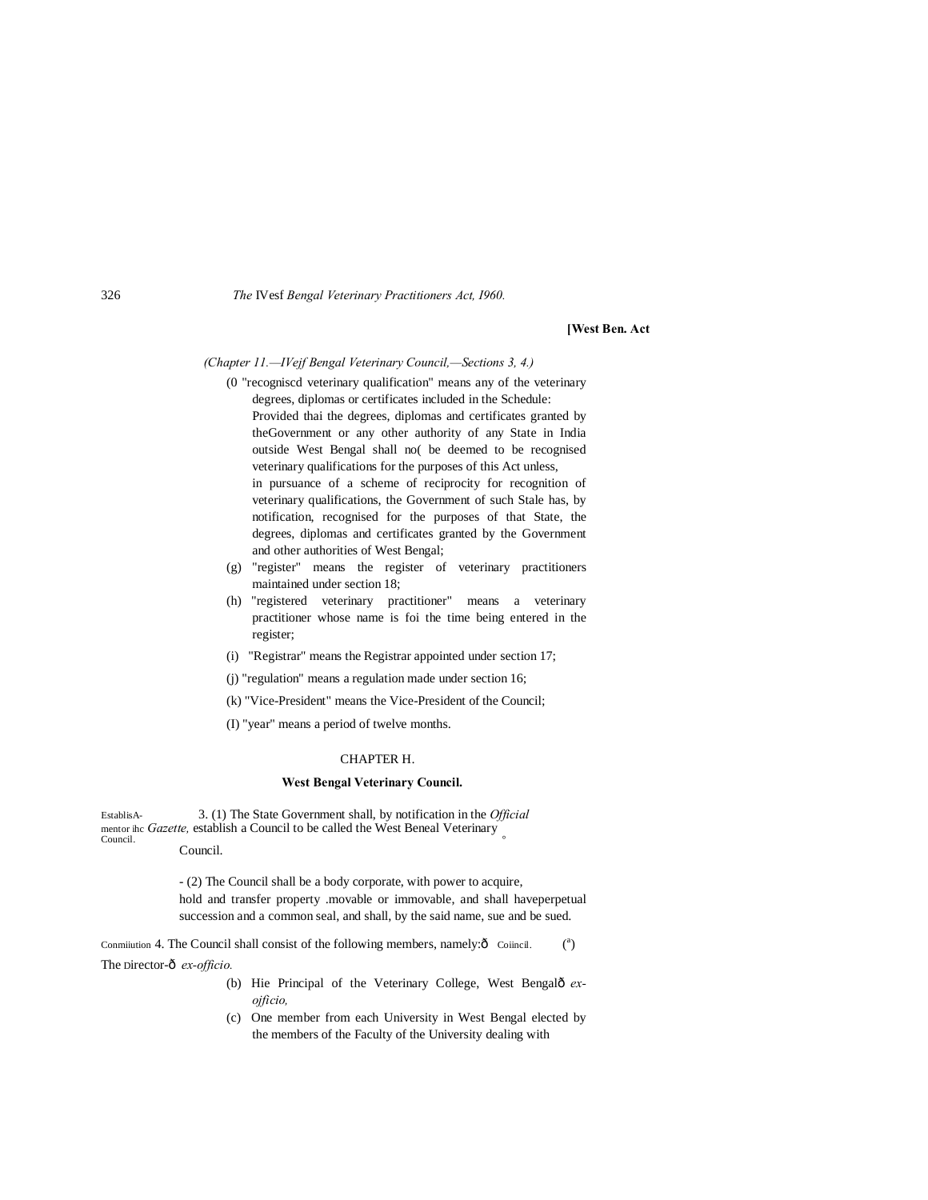*(Chapter 11.—IVejf Bengal Veterinary Council,—Sections 3, 4.)*

(0 "recogniscd veterinary qualification" means any of the veterinary degrees, diplomas or certificates included in the Schedule:

Provided thai the degrees, diplomas and certificates granted by theGovernment or any other authority of any State in India outside West Bengal shall no( be deemed to be recognised veterinary qualifications for the purposes of this Act unless, in pursuance of a scheme of reciprocity for recognition of veterinary qualifications, the Government of such Stale has, by notification, recognised for the purposes of that State, the degrees, diplomas and certificates granted by the Government and other authorities of West Bengal;

(g) "register" means the register of veterinary practitioners maintained under section 18;

(h) "registered veterinary practitioner" means a veterinary practitioner whose name is foi the time being entered in the register;

(i) "Registrar" means the Registrar appointed under section 17;

(j) "regulation" means a regulation made under section 16;

(k) "Vice-President" means the Vice-President of the Council;

(I) "year" means a period of twelve months.

## CHAPTER H.

### West Bengal Veterinary Council.

EstablisA-mentor ihc Council.

3. (1) The State Government shall, by notification in the *Official Gazette,* establish a Council to be called the West Beneal Veterinary Council.

- (2) The Council shall be a body corporate, with power to acquire, hold and transfer property .movable or immovable, and shall haveperpetual succession and a common seal, and shall, by the said name, sue and be sued.

Conmiiution Coiincil.

4. The Council shall consist of the following members, namely:—

(a) The Director— *ex-officio.*

(b) Hie Principal of the Veterinary College, West Bengal— *ex-ojficio,*

(c) One member from each University in West Bengal elected by the members of the Faculty of the University dealing with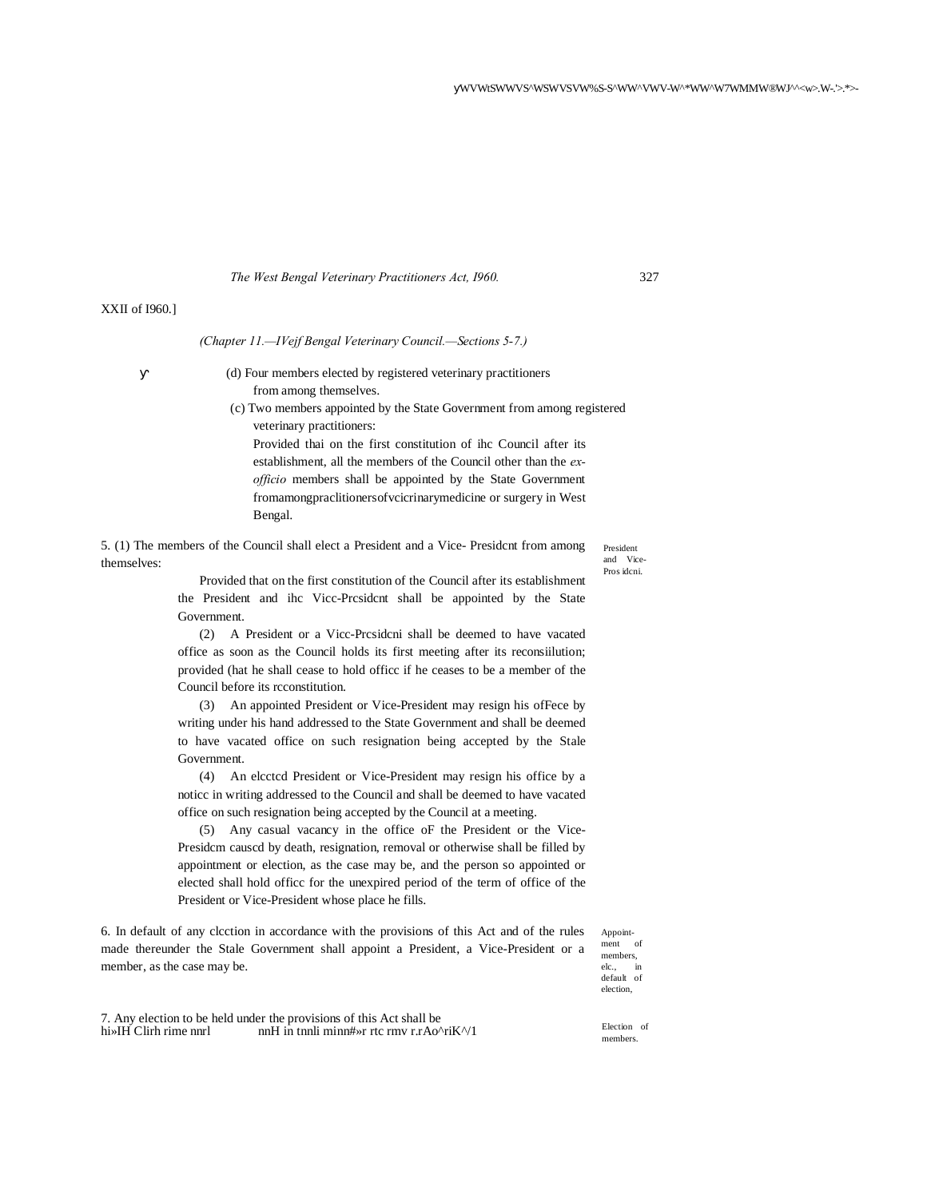XXII of I960.]

*(Chapter 11.—IVejf Bengal Veterinary Council.—Sections 5-7.)*

(d) Four members elected by registered veterinary practitioners from among themselves.

(c) Two members appointed by the State Government from among registered veterinary practitioners:

Provided thai on the first constitution of ihc Council after its establishment, all the members of the Council other than the *ex-officio* members shall be appointed by the State Government fromamongpraclitionersofvcicrinarymedicine or surgery in West Bengal.

President and Vice-Pros idcni.

5. (1) The members of the Council shall elect a President and a Vice- Presidcnt from among themselves:

Provided that on the first constitution of the Council after its establishment the President and ihc Vicc-Prcsidcnt shall be appointed by the State Government.

(2) A President or a Vicc-Prcsidcni shall be deemed to have vacated office as soon as the Council holds its first meeting after its reconsiilution; provided (hat he shall cease to hold officc if he ceases to be a member of the Council before its rcconstitution.

(3) An appointed President or Vice-President may resign his ofFece by writing under his hand addressed to the State Government and shall be deemed to have vacated office on such resignation being accepted by the Stale Government.

(4) An elcctcd President or Vice-President may resign his office by a noticc in writing addressed to the Council and shall be deemed to have vacated office on such resignation being accepted by the Council at a meeting.

(5) Any casual vacancy in the office oF the President or the Vice-Presidcm causcd by death, resignation, removal or otherwise shall be filled by appointment or election, as the case may be, and the person so appointed or elected shall hold officc for the unexpired period of the term of office of the President or Vice-President whose place he fills.

Appointment of members, elc., in default of election,

6. In default of any clcction in accordance with the provisions of this Act and of the rules made thereunder the Stale Government shall appoint a President, a Vice-President or a member, as the case may be.

Election of members.

7. Any election to be held under the provisions of this Act shall be hi»IH Clirh rime nnrl nnH in tnnli minn#»r rtc rmv r.rAo^riK^/1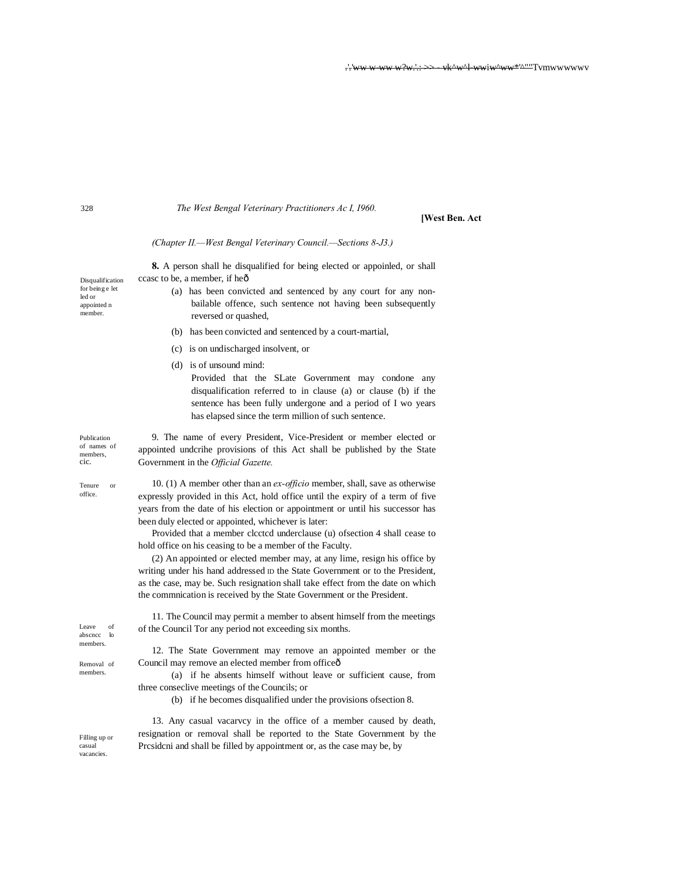*(Chapter II.—West Bengal Veterinary Council.—Sections 8-J3.)*

Disqualification for being e let led or appointed n member.

**8.** A person shall he disqualified for being elected or appoinled, or shall ccasc to be, a member, if heô

(a) has been convicted and sentenced by any court for any non-bailable offence, such sentence not having been subsequently reversed or quashed,

(b) has been convicted and sentenced by a court-martial,

(c) is on undischarged insolvent, or

(d) is of unsound mind:

Provided that the SLate Government may condone any disqualification referred to in clause (a) or clause (b) if the sentence has been fully undergone and a period of I wo years has elapsed since the term million of such sentence.

Publication of names of members, cic.

9. The name of every President, Vice-President or member elected or appointed undcrihe provisions of this Act shall be published by the State Government in the *Official Gazette.*

Tenure or office.

10. (1) A member other than an *ex-officio* member, shall, save as otherwise expressly provided in this Act, hold office until the expiry of a term of five years from the date of his election or appointment or until his successor has been duly elected or appointed, whichever is later:

Provided that a member clcctcd underclause (u) ofsection 4 shall cease to hold office on his ceasing to be a member of the Faculty.

(2) An appointed or elected member may, at any lime, resign his office by writing under his hand addressed ID the State Government or to the President, as the case, may be. Such resignation shall take effect from the date on which the commnication is received by the State Government or the President.

Leave of abscncc lo members.

11. The Council may permit a member to absent himself from the meetings of the Council Tor any period not exceeding six months.

Removal of members.

12. The State Government may remove an appointed member or the Council may remove an elected member from officeô

(a) if he absents himself without leave or sufficient cause, from three conseclive meetings of the Councils; or

(b) if he becomes disqualified under the provisions ofsection 8.

Filling up or casual vacancies.

13. Any casual vacarvcy in the office of a member caused by death, resignation or removal shall be reported to the State Government by the Prcsidcni and shall be filled by appointment or, as the case may be, by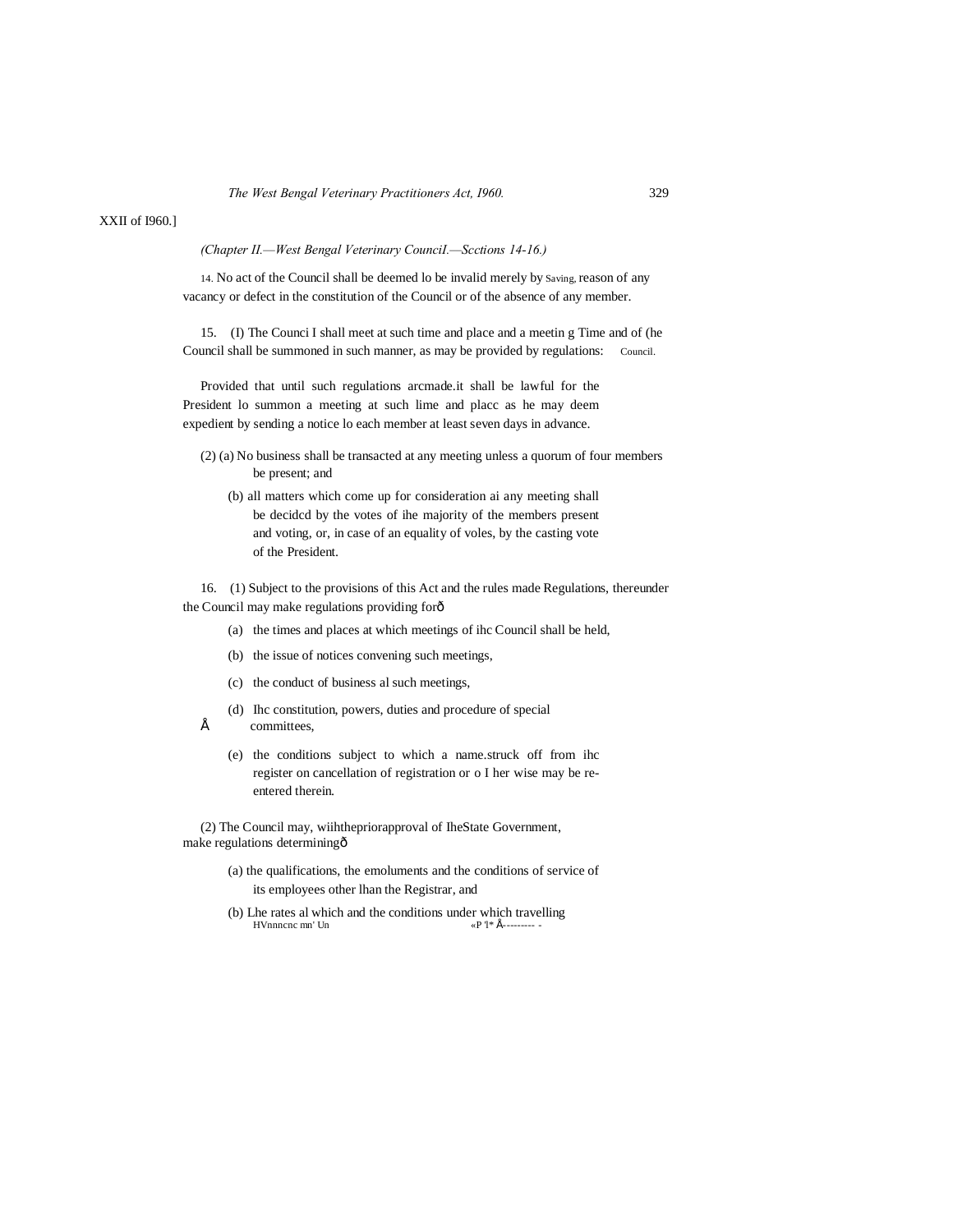XXII of I960.]

*(Chapter II.—West Bengal Veterinary CounciI.—Scctions 14-16.)*

14. No act of the Council shall be deemed lo be invalid merely by Saving, reason of any vacancy or defect in the constitution of the Council or of the absence of any member.

15. (I) The Counci I shall meet at such time and place and a meetin g Time and of (he Council shall be summoned in such manner, as may be provided by regulations: Council.

Provided that until such regulations arcmade.it shall be lawful for the President lo summon a meeting at such lime and placc as he may deem expedient by sending a notice lo each member at least seven days in advance.

(2) (a) No business shall be transacted at any meeting unless a quorum of four members be present; and

(b) all matters which come up for consideration ai any meeting shall be decidcd by the votes of ihe majority of the members present and voting, or, in case of an equality of voles, by the casting vote of the President.

16. (1) Subject to the provisions of this Act and the rules made Regulations, thereunder the Council may make regulations providing forð

(a) the times and places at which meetings of ihc Council shall be held,

(b) the issue of notices convening such meetings,

(c) the conduct of business al such meetings,

(d) Ihc constitution, powers, duties and procedure of special committees,

(e) the conditions subject to which a name.struck off from ihc register on cancellation of registration or o I her wise may be re-entered therein.

(2) The Council may, wiihthepriorapproval of IheState Government, make regulations determiningð

(a) the qualifications, the emoluments and the conditions of service of its employees other lhan the Registrar, and

(b) Lhe rates al which and the conditions under which travelling
HVnnncnc mn' Un «P 'l* Å--------- -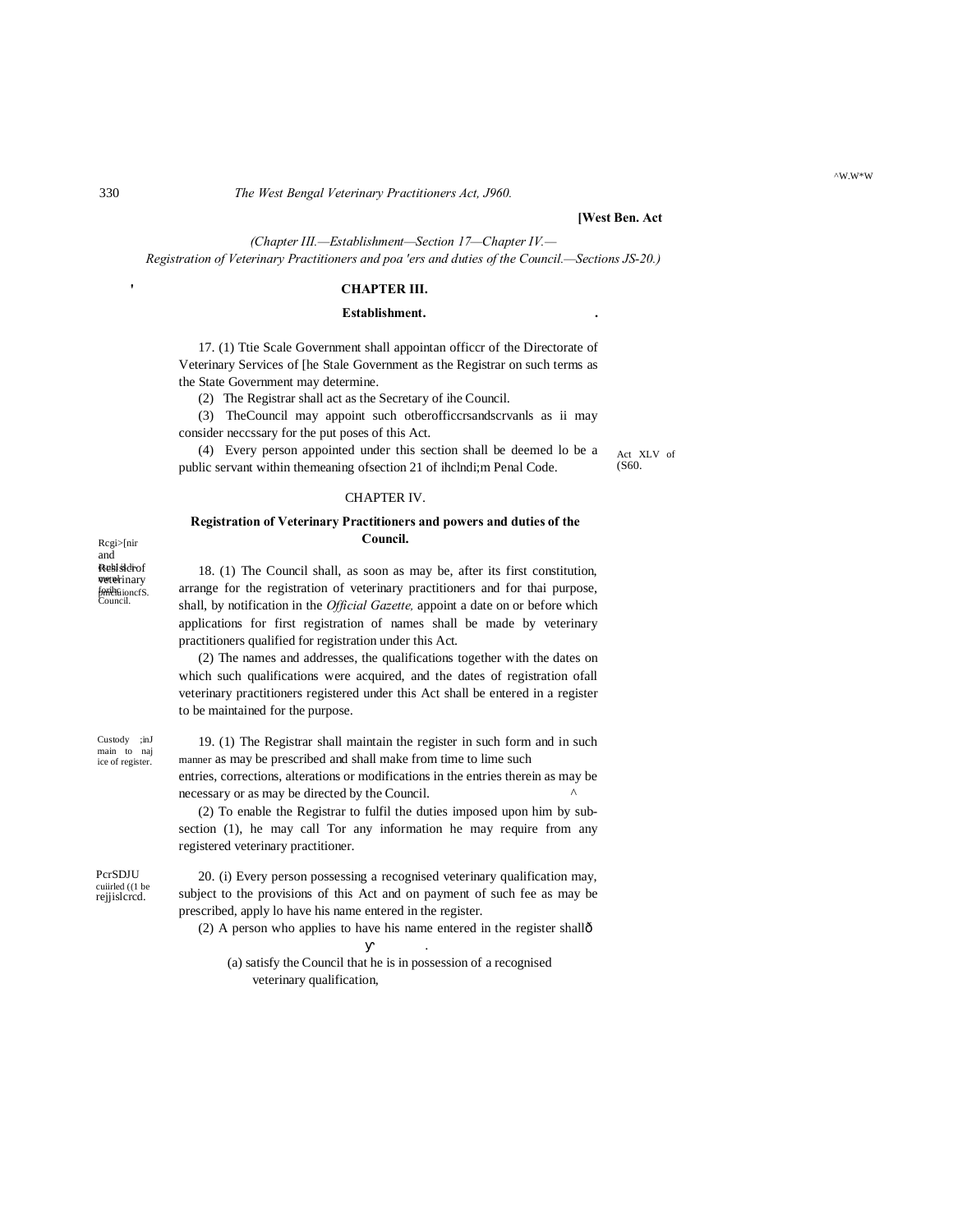(Chapter III.—Establishment—Section 17—Chapter IV.—Registration of Veterinary Practitioners and poa 'ers and duties of the Council.—Sections JS-20.)

## CHAPTER III.

### Establishment.

17. (1) Ttie Scale Government shall appointan officcr of the Directorate of Veterinary Services of [he Stale Government as the Registrar on such terms as the State Government may determine.

(2) The Registrar shall act as the Secretary of ihe Council.

(3) TheCouncil may appoint such otberofficcrsandscrvanls as ii may consider neccssary for the put poses of this Act.

(4) Every person appointed under this section shall be deemed lo be a public servant within themeaning ofsection 21 of ihclndi;m Penal Code.

Act XLV of (S60.

## CHAPTER IV.

### Registration of Veterinary Practitioners and powers and duties of the Council.

Rcgi>[nir and Register of veterinary practitioners.

18. (1) The Council shall, as soon as may be, after its first constitution, arrange for the registration of veterinary practitioners and for thai purpose, shall, by notification in the *Official Gazette,* appoint a date on or before which applications for first registration of names shall be made by veterinary practitioners qualified for registration under this Act.

(2) The names and addresses, the qualifications together with the dates on which such qualifications were acquired, and the dates of registration ofall veterinary practitioners registered under this Act shall be entered in a register to be maintained for the purpose.

Custody ;inJ main to naj ice of register.

19. (1) The Registrar shall maintain the register in such form and in such manner as may be prescribed and shall make from time to lime such entries, corrections, alterations or modifications in the entries therein as may be necessary or as may be directed by the Council.

(2) To enable the Registrar to fulfil the duties imposed upon him by sub-section (1), he may call Tor any information he may require from any registered veterinary practitioner.

PcrSDJU cuiirled ((1 be rejjislcrcd.

20. (i) Every person possessing a recognised veterinary qualification may, subject to the provisions of this Act and on payment of such fee as may be prescribed, apply lo have his name entered in the register.

(2) A person who applies to have his name entered in the register shall—

(a) satisfy the Council that he is in possession of a recognised veterinary qualification,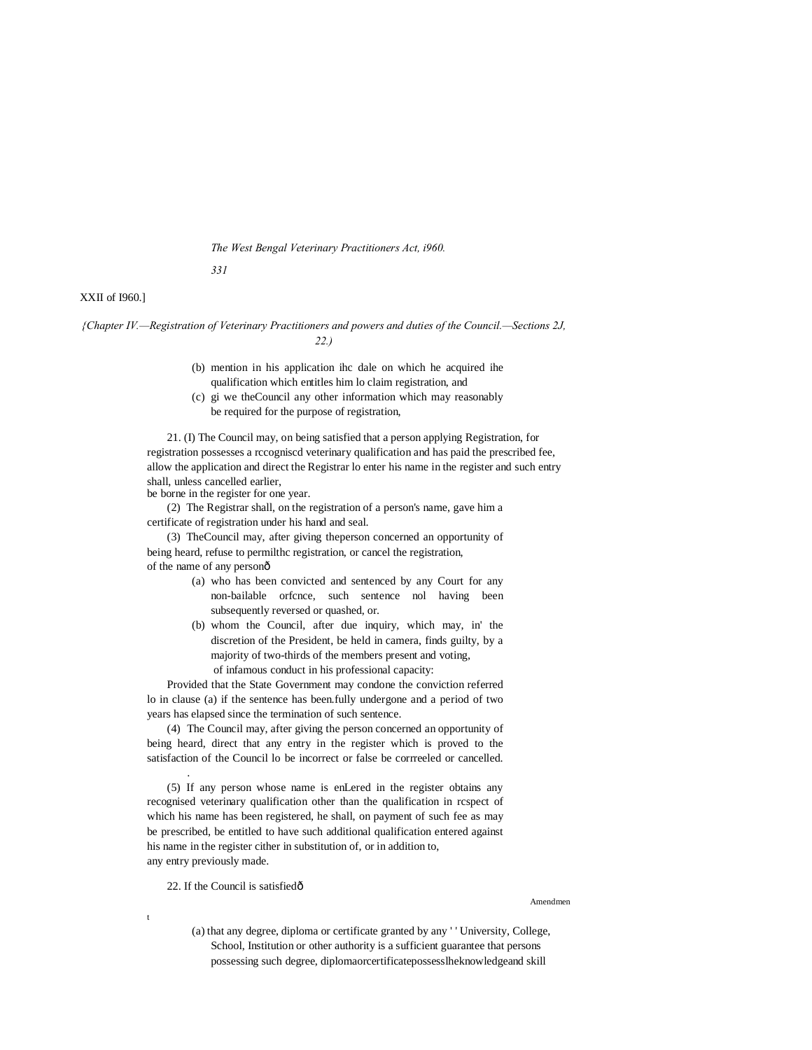XXII of I960.]

*{Chapter IV.—Registration of Veterinary Practitioners and powers and duties of the Council.—Sections 2J, 22.)*

(b) mention in his application ihc dale on which he acquired ihe qualification which entitles him lo claim registration, and

(c) gi we theCouncil any other information which may reasonably be required for the purpose of registration,

21. (I) The Council may, on being satisfied that a person applying Registration, for registration possesses a rccogniscd veterinary qualification and has paid the prescribed fee, allow the application and direct the Registrar lo enter his name in the register and such entry shall, unless cancelled earlier, be borne in the register for one year.

(2) The Registrar shall, on the registration of a person's name, gave him a certificate of registration under his hand and seal.

(3) TheCouncil may, after giving theperson concerned an opportunity of being heard, refuse to permilthc registration, or cancel the registration, of the name of any personð

(a) who has been convicted and sentenced by any Court for any non-bailable orfcnce, such sentence nol having been subsequently reversed or quashed, or.

(b) whom the Council, after due inquiry, which may, in' the discretion of the President, be held in camera, finds guilty, by a majority of two-thirds of the members present and voting, of infamous conduct in his professional capacity:

Provided that the State Government may condone the conviction referred lo in clause (a) if the sentence has been.fully undergone and a period of two years has elapsed since the termination of such sentence.

(4) The Council may, after giving the person concerned an opportunity of being heard, direct that any entry in the register which is proved to the satisfaction of the Council lo be incorrect or false be corrreeled or cancelled.

(5) If any person whose name is enLered in the register obtains any recognised veterinary qualification other than the qualification in rcspect of which his name has been registered, he shall, on payment of such fee as may be prescribed, be entitled to have such additional qualification entered against his name in the register cither in substitution of, or in addition to, any entry previously made.

22. If the Council is satisfiedð

Amendment

(a) that any degree, diploma or certificate granted by any ' ' University, College, School, Institution or other authority is a sufficient guarantee that persons possessing such degree, diplomaorcertificatepossesslheknowledgeand skill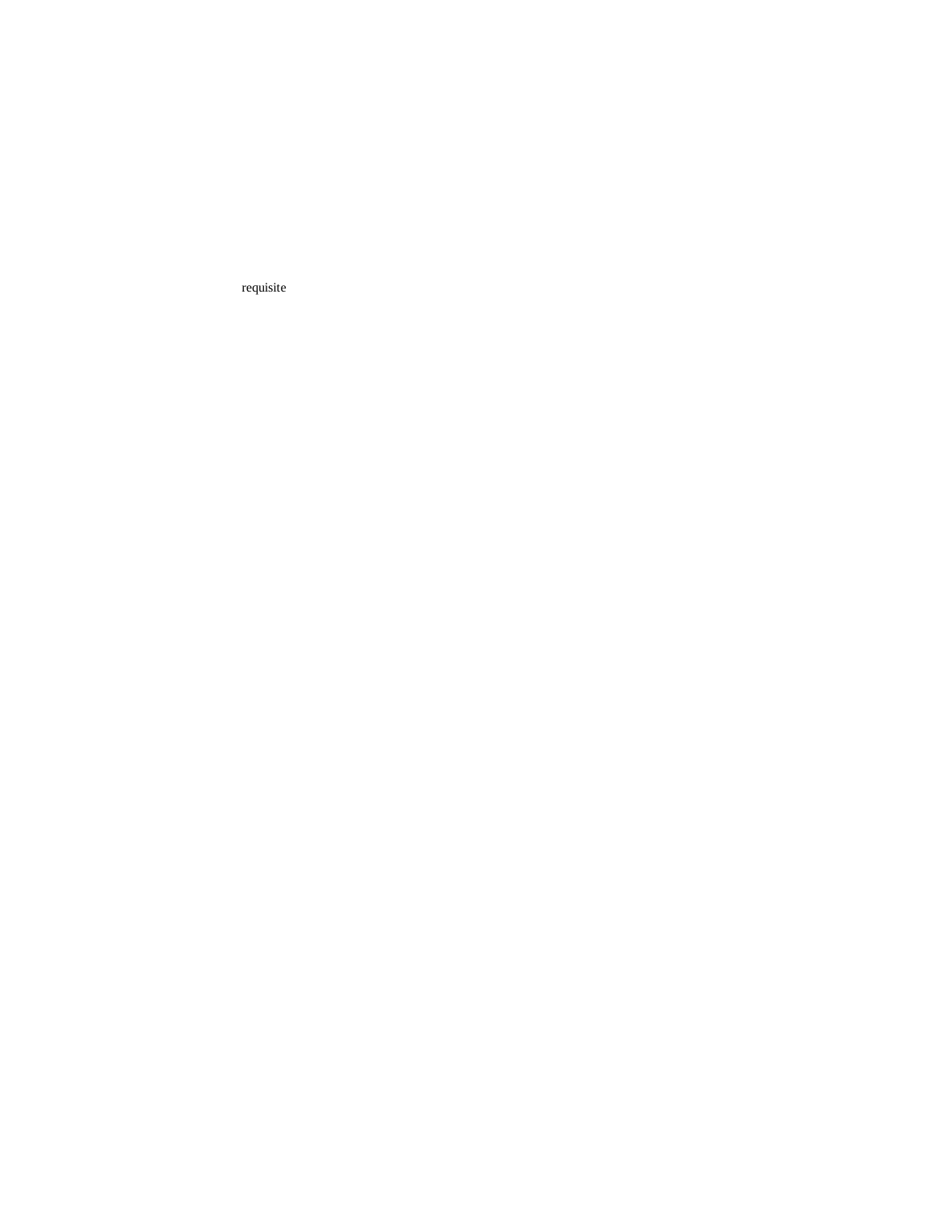requisite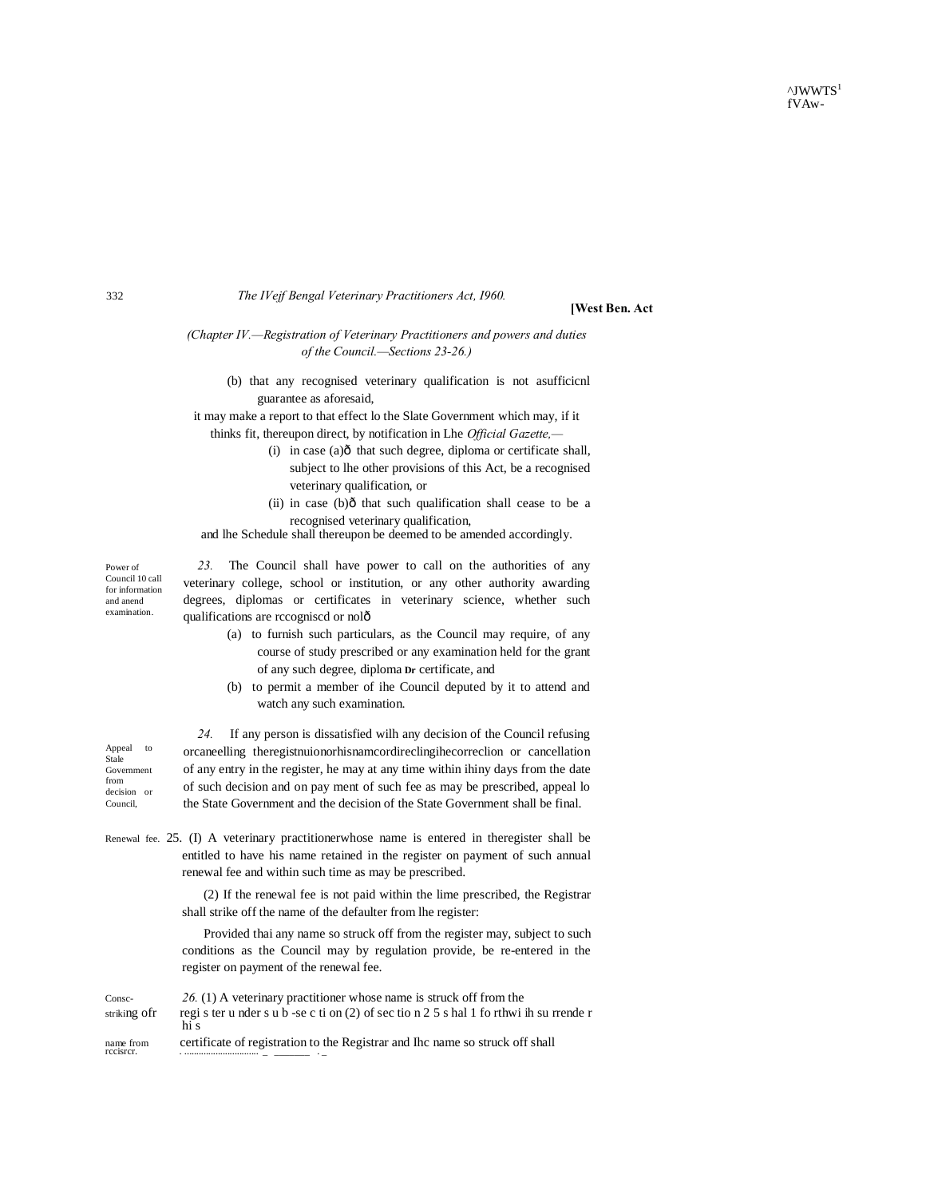(Chapter IV.—Registration of Veterinary Practitioners and powers and duties of the Council.—Sections 23-26.)

(b) that any recognised veterinary qualification is not asufficicnl guarantee as aforesaid,

it may make a report to that effect lo the Slate Government which may, if it thinks fit, thereupon direct, by notification in Lhe *Official Gazette,*—

(i) in case (a)ð that such degree, diploma or certificate shall, subject to lhe other provisions of this Act, be a recognised veterinary qualification, or

(ii) in case (b)ð that such qualification shall cease to be a recognised veterinary qualification,

and lhe Schedule shall thereupon be deemed to be amended accordingly.

Power of Council 10 call for information and anend examination.

*23.* The Council shall have power to call on the authorities of any veterinary college, school or institution, or any other authority awarding degrees, diplomas or certificates in veterinary science, whether such qualifications are rccogniscd or nolð

(a) to furnish such particulars, as the Council may require, of any course of study prescribed or any examination held for the grant of any such degree, diploma Dr certificate, and

(b) to permit a member of ihe Council deputed by it to attend and watch any such examination.

Appeal to Stale Government from decision or Council,

*24.* If any person is dissatisfied wilh any decision of the Council refusing orcaneelling theregistnuionorhisnamcordireclingihecorreclion or cancellation of any entry in the register, he may at any time within ihiny days from the date of such decision and on pay ment of such fee as may be prescribed, appeal lo the State Government and the decision of the State Government shall be final.

Renewal fee. 25. (I) A veterinary practitionerwhose name is entered in theregister shall be entitled to have his name retained in the register on payment of such annual renewal fee and within such time as may be prescribed.

(2) If the renewal fee is not paid within the lime prescribed, the Registrar shall strike off the name of the defaulter from lhe register:

Provided thai any name so struck off from the register may, subject to such conditions as the Council may by regulation provide, be re-entered in the register on payment of the renewal fee.

Consc- striking ofr name from rccisrcr.

*26.* (1) A veterinary practitioner whose name is struck off from the regi s ter u nder s u b -se c ti on (2) of sec tio n 2 5 s hal 1 fo rthwi ih su rrende r hi s certificate of registration to the Registrar and Ihc name so struck off shall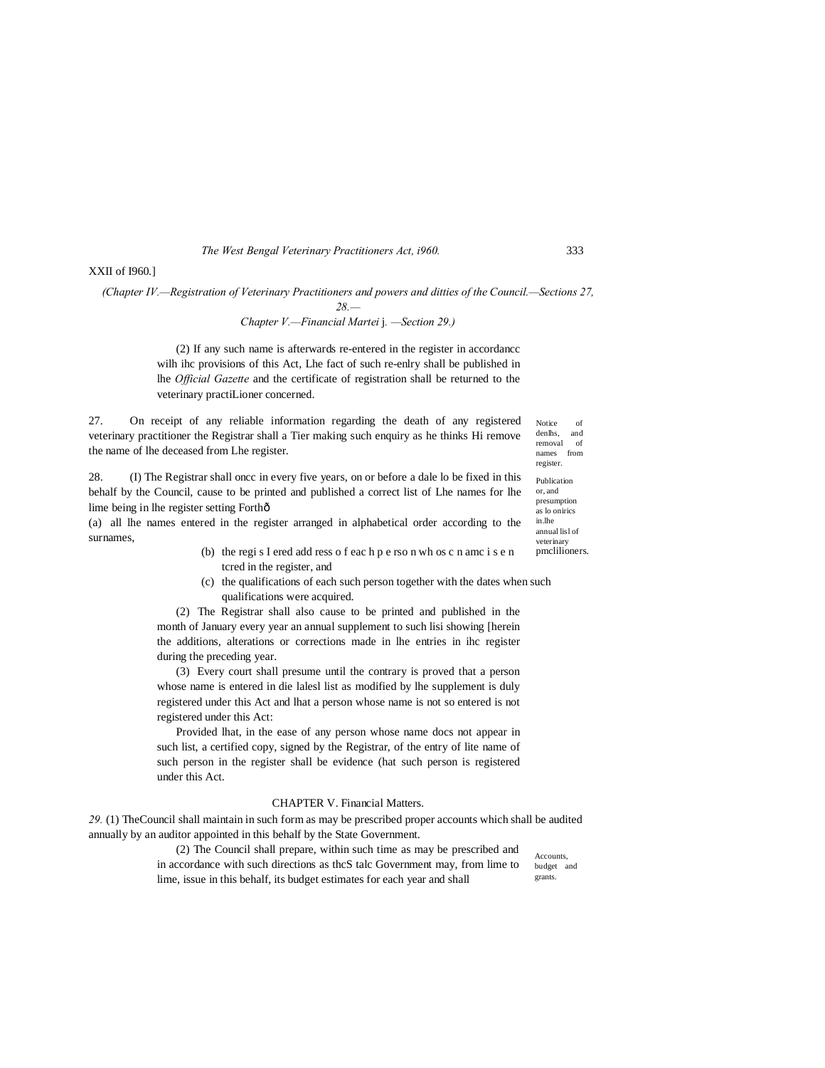XXII of I960.]

*(Chapter IV.—Registration of Veterinary Practitioners and powers and ditties of the Council.—Sections 27, 28.—*
*Chapter V.—Financial Martei* j. *—Section 29.)*

(2) If any such name is afterwards re-entered in the register in accordancc wilh ihc provisions of this Act, Lhe fact of such re-enlry shall be published in lhe *Official Gazette* and the certificate of registration shall be returned to the veterinary practiLioner concerned.

Notice of denlhs, and removal of names from register.

27. On receipt of any reliable information regarding the death of any registered veterinary practitioner the Registrar shall a Tier making such enquiry as he thinks Hi remove the name of lhe deceased from Lhe register.

Publication or, and presumption as lo onirics in.lhe annual lisl of veterinary pmclilioners.

28. (I) The Registrar shall oncc in every five years, on or before a dale lo be fixed in this behalf by the Council, cause to be printed and published a correct list of Lhe names for lhe lime being in lhe register setting Forthð

(a) all lhe names entered in the register arranged in alphabetical order according to the surnames,

(b) the regi s I ered add ress o f eac h p e rso n wh os c n amc i s e n tcred in the register, and

(c) the qualifications of each such person together with the dates when such qualifications were acquired.

(2) The Registrar shall also cause to be printed and published in the month of January every year an annual supplement to such lisi showing [herein the additions, alterations or corrections made in lhe entries in ihc register during the preceding year.

(3) Every court shall presume until the contrary is proved that a person whose name is entered in die lalesl list as modified by lhe supplement is duly registered under this Act and lhat a person whose name is not so entered is not registered under this Act:

Provided lhat, in the ease of any person whose name docs not appear in such list, a certified copy, signed by the Registrar, of the entry of lite name of such person in the register shall be evidence (hat such person is registered under this Act.

## CHAPTER V. Financial Matters.

Accounts, budget and grants.

*29.* (1) TheCouncil shall maintain in such form as may be prescribed proper accounts which shall be audited annually by an auditor appointed in this behalf by the State Government.

(2) The Council shall prepare, within such time as may be prescribed and in accordance with such directions as thcS talc Government may, from lime to lime, issue in this behalf, its budget estimates for each year and shall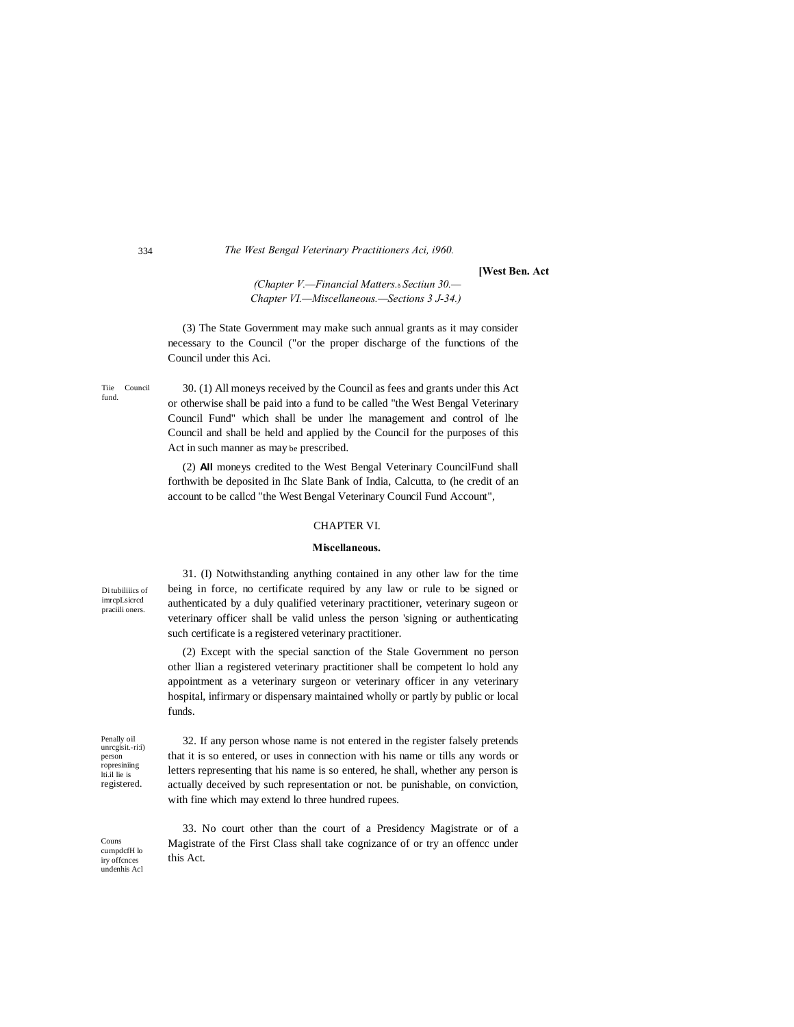(3) The State Government may make such annual grants as it may consider necessary to the Council ("or the proper discharge of the functions of the Council under this Aci.

Tiie Council fund.

30. (1) All moneys received by the Council as fees and grants under this Act or otherwise shall be paid into a fund to be called "the West Bengal Veterinary Council Fund" which shall be under lhe management and control of lhe Council and shall be held and applied by the Council for the purposes of this Act in such manner as may be prescribed.

(2) **All** moneys credited to the West Bengal Veterinary CouncilFund shall forthwith be deposited in Ihc Slate Bank of India, Calcutta, to (he credit of an account to be callcd "the West Bengal Veterinary Council Fund Account",

## CHAPTER VI.

### Miscellaneous.

Di tubiliiics of imrcpLsicrcd pracilli oners.

31. (I) Notwithstanding anything contained in any other law for the time being in force, no certificate required by any law or rule to be signed or authenticated by a duly qualified veterinary practitioner, veterinary sugeon or veterinary officer shall be valid unless the person 'signing or authenticating such certificate is a registered veterinary practitioner.

(2) Except with the special sanction of the Stale Government no person other llian a registered veterinary practitioner shall be competent lo hold any appointment as a veterinary surgeon or veterinary officer in any veterinary hospital, infirmary or dispensary maintained wholly or partly by public or local funds.

Penally oil unrcgisit.-ri:i) person ropresiniing lti.il lie is registered.

32. If any person whose name is not entered in the register falsely pretends that it is so entered, or uses in connection with his name or tills any words or letters representing that his name is so entered, he shall, whether any person is actually deceived by such representation or not. be punishable, on conviction, with fine which may extend lo three hundred rupees.

Couns curnpdcfH lo iry offcnces undenhis Acl

33. No court other than the court of a Presidency Magistrate or of a Magistrate of the First Class shall take cognizance of or try an offencc under this Act.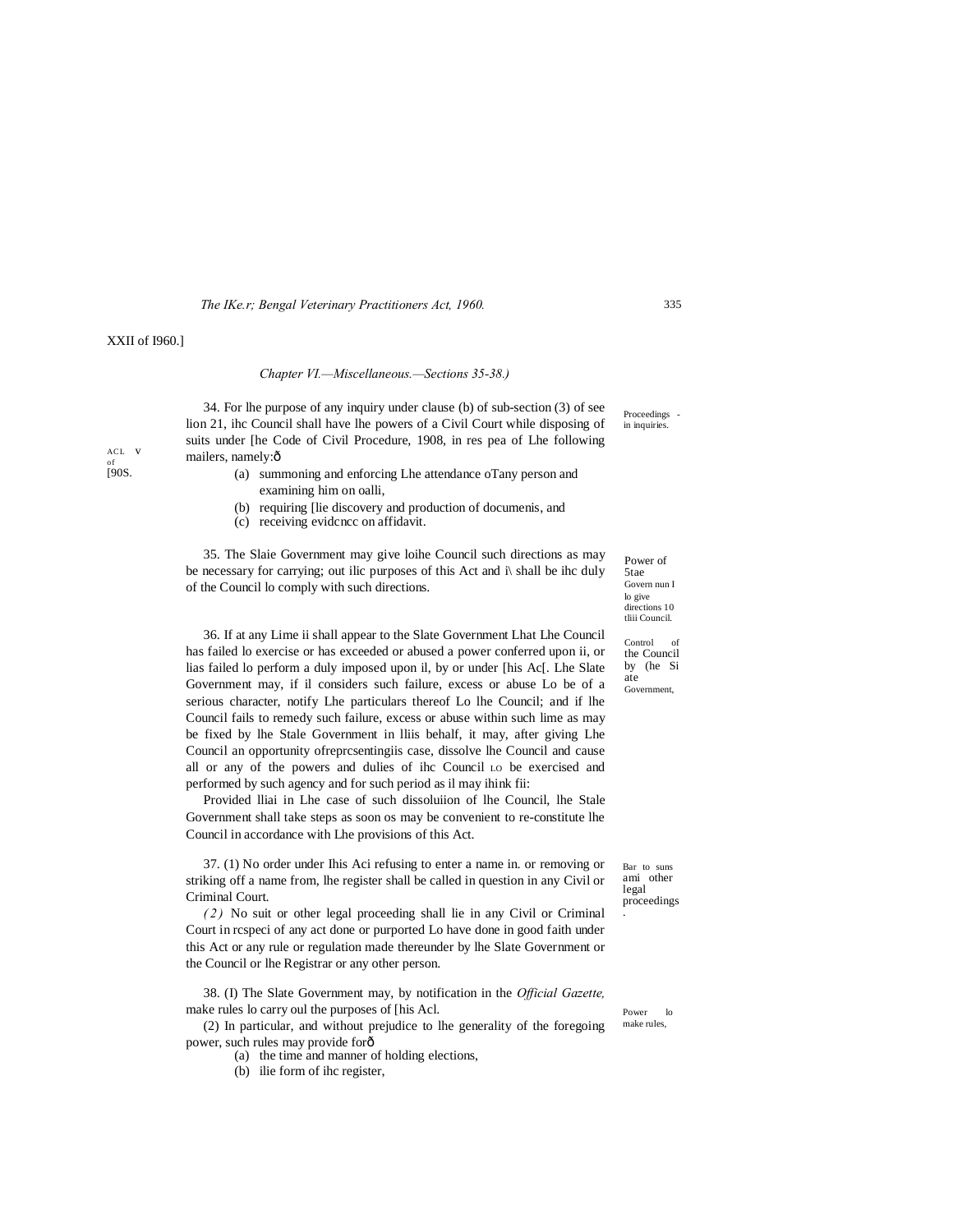XXII of I960.]

*Chapter VI.—Miscellaneous.—Sections 35-38.)*

Proceedings - in inquiries.

34. For lhe purpose of any inquiry under clause (b) of sub-section (3) of see lion 21, ihc Council shall have lhe powers of a Civil Court while disposing of suits under [he Code of Civil Procedure, 1908, in res pea of Lhe following mailers, namely:ô

ACL V of [90S.

(a) summoning and enforcing Lhe attendance oTany person and examining him on oalli,

(b) requiring [lie discovery and production of documenis, and

(c) receiving evidcncc on affidavit.

Power of 5tae Govern nun I lo give directions 10 tliii Council.

35. The Slaie Government may give loihe Council such directions as may be necessary for carrying; out ilic purposes of this Act and i\ shall be ihc duly of the Council lo comply with such directions.

Control of the Council by (he Si ate Government,

36. If at any Lime ii shall appear to the Slate Government Lhat Lhe Council has failed lo exercise or has exceeded or abused a power conferred upon ii, or lias failed lo perform a duly imposed upon il, by or under [his Ac[. Lhe Slate Government may, if il considers such failure, excess or abuse Lo be of a serious character, notify Lhe particulars thereof Lo lhe Council; and if lhe Council fails to remedy such failure, excess or abuse within such lime as may be fixed by lhe Stale Government in lliis behalf, it may, after giving Lhe Council an opportunity ofreprcsentingiis case, dissolve lhe Council and cause all or any of the powers and dulies of ihc Council LO be exercised and performed by such agency and for such period as il may ihink fii:

Provided lliai in Lhe case of such dissoluiion of lhe Council, lhe Stale Government shall take steps as soon os may be convenient to re-constitute lhe Council in accordance with Lhe provisions of this Act.

Bar to suns ami other legal proceedings.

37. (1) No order under Ihis Aci refusing to enter a name in. or removing or striking off a name from, lhe register shall be called in question in any Civil or Criminal Court.

*(2)* No suit or other legal proceeding shall lie in any Civil or Criminal Court in rcspeci of any act done or purported Lo have done in good faith under this Act or any rule or regulation made thereunder by lhe Slate Government or the Council or lhe Registrar or any other person.

Power lo make rules,

38. (I) The Slate Government may, by notification in the *Official Gazette,* make rules lo carry oul the purposes of [his Acl.

(2) In particular, and without prejudice to lhe generality of the foregoing power, such rules may provide forô

(a) the time and manner of holding elections,

(b) ilie form of ihc register,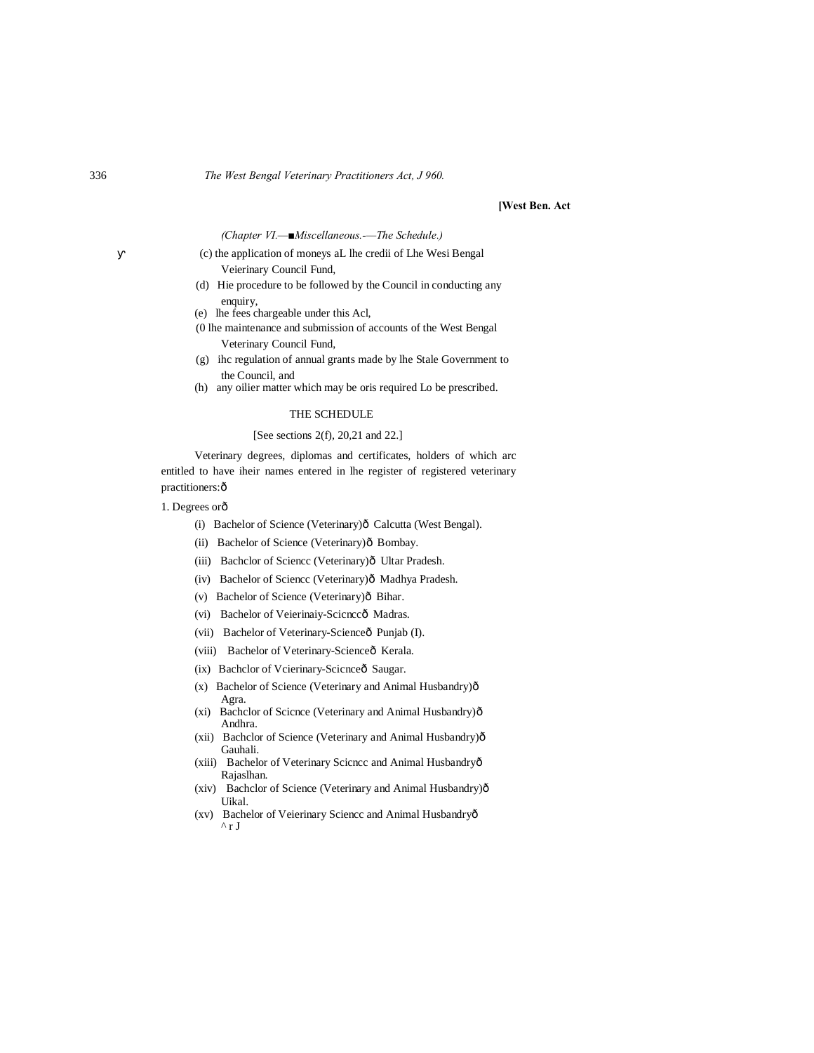*(Chapter VI.—Miscellaneous.—The Schedule.)*

(c) the application of moneys aL lhe credii of Lhe Wesi Bengal Veierinary Council Fund,

(d) Hie procedure to be followed by the Council in conducting any enquiry,

(e) lhe fees chargeable under this Acl,

(0 lhe maintenance and submission of accounts of the West Bengal Veterinary Council Fund,

(g) ihc regulation of annual grants made by lhe Stale Government to the Council, and

(h) any oilier matter which may be oris required Lo be prescribed.

## THE SCHEDULE

[See sections 2(f), 20,21 and 22.]

Veterinary degrees, diplomas and certificates, holders of which arc entitled to have iheir names entered in lhe register of registered veterinary practitioners:ð

1. Degrees orð

(i) Bachelor of Science (Veterinary)ð Calcutta (West Bengal).

(ii) Bachelor of Science (Veterinary)ð Bombay.

(iii) Bachclor of Sciencc (Veterinary)ð Ultar Pradesh.

(iv) Bachelor of Sciencc (Veterinary)ð Madhya Pradesh.

(v) Bachelor of Science (Veterinary)ð Bihar.

(vi) Bachelor of Veierinaiy-Scicnccð Madras.

(vii) Bachelor of Veterinary-Scienceð Punjab (I).

(viii) Bachelor of Veterinary-Scienceð Kerala.

(ix) Bachclor of Vcierinary-Scicnceð Saugar.

(x) Bachelor of Science (Veterinary and Animal Husbandry)ð Agra.

(xi) Bachclor of Scicnce (Veterinary and Animal Husbandry)ð Andhra.

(xii) Bachclor of Science (Veterinary and Animal Husbandry)ð Gauhali.

(xiii) Bachelor of Veterinary Scicncc and Animal Husbandryð Rajaslhan.

(xiv) Bachclor of Science (Veterinary and Animal Husbandry)ð Uikal.

(xv) Bachelor of Veierinary Sciencc and Animal Husbandryð ^ r J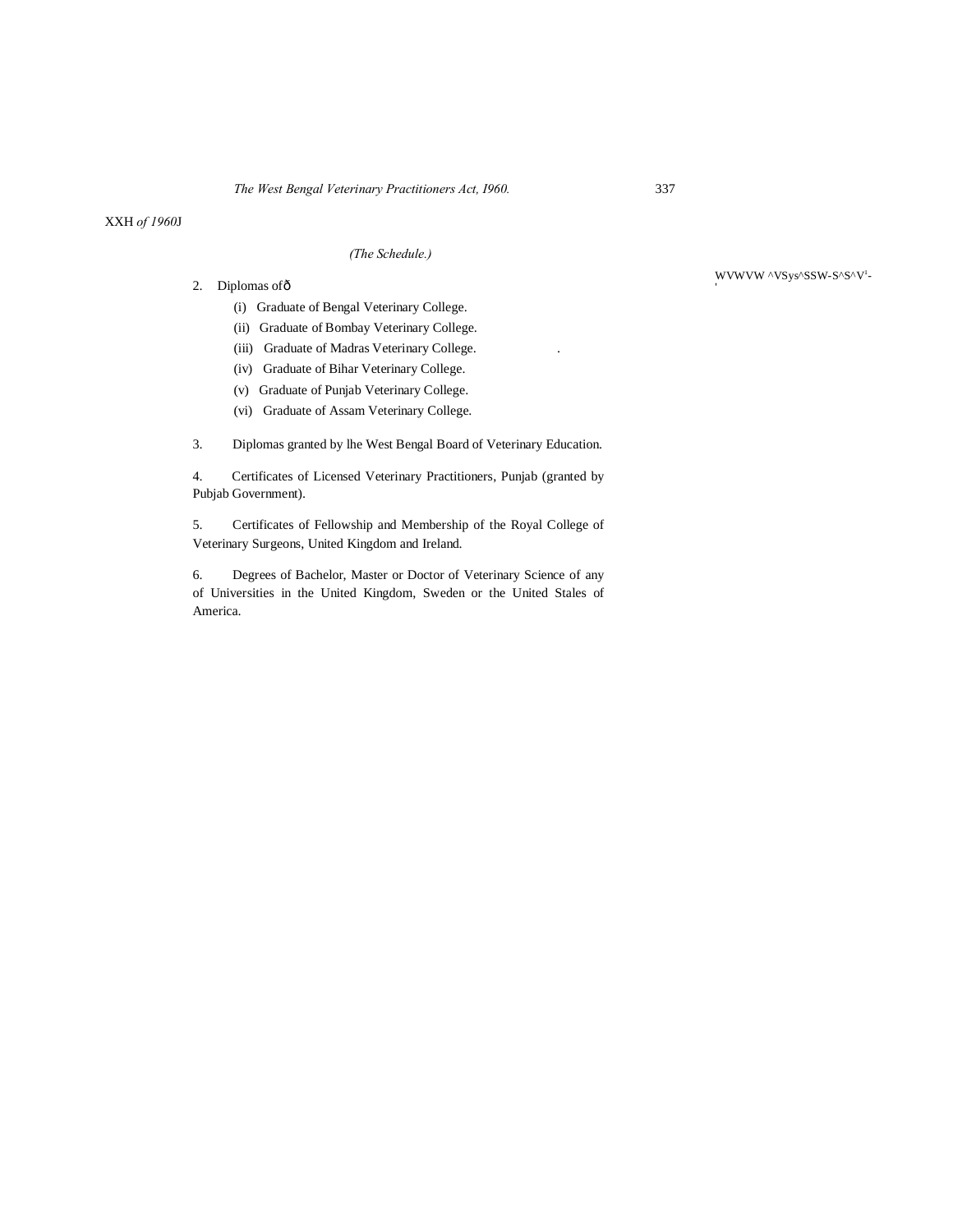XXH *of 1960*J

*(The Schedule.)*

WVWVW ^VSys^SSW-S^S^V[1]-

2. Diplomas ofð

   (i) Graduate of Bengal Veterinary College.

   (ii) Graduate of Bombay Veterinary College.

   (iii) Graduate of Madras Veterinary College.

   (iv) Graduate of Bihar Veterinary College.

   (v) Graduate of Punjab Veterinary College.

   (vi) Graduate of Assam Veterinary College.

3. Diplomas granted by lhe West Bengal Board of Veterinary Education.

4. Certificates of Licensed Veterinary Practitioners, Punjab (granted by Pubjab Government).

5. Certificates of Fellowship and Membership of the Royal College of Veterinary Surgeons, United Kingdom and Ireland.

6. Degrees of Bachelor, Master or Doctor of Veterinary Science of any of Universities in the United Kingdom, Sweden or the United Stales of America.